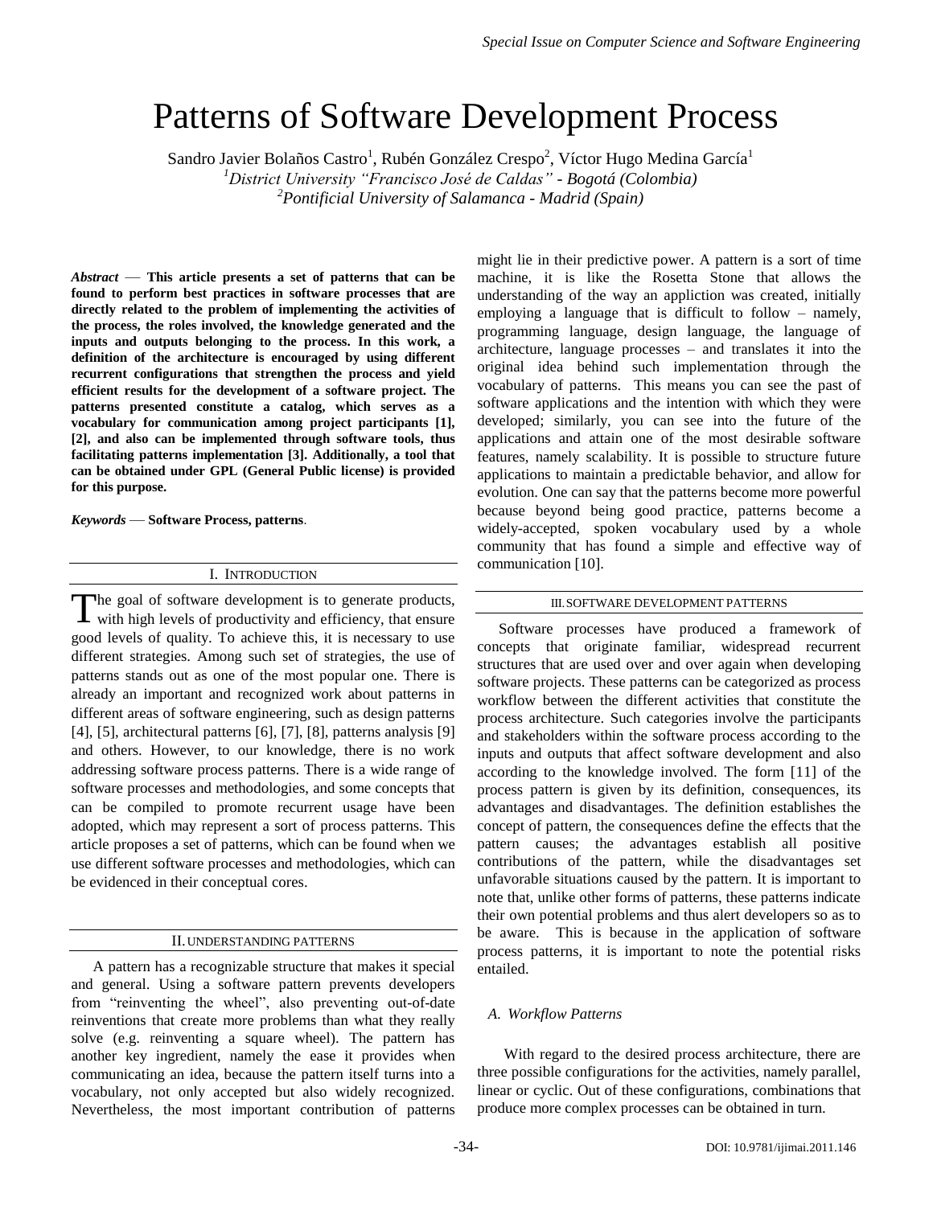# Patterns of Software Development Process

Sandro Javier Bolaños Castro[1], Rubén González Crespo[2], Víctor Hugo Medina García[1]

[1]*District University "Francisco José de Caldas" - Bogotá (Colombia)*

[2]*Pontificial University of Salamanca - Madrid (Spain)*

***Abstract*** — **This article presents a set of patterns that can be found to perform best practices in software processes that are directly related to the problem of implementing the activities of the process, the roles involved, the knowledge generated and the inputs and outputs belonging to the process. In this work, a definition of the architecture is encouraged by using different recurrent configurations that strengthen the process and yield efficient results for the development of a software project. The patterns presented constitute a catalog, which serves as a vocabulary for communication among project participants [1], [2], and also can be implemented through software tools, thus facilitating patterns implementation [3]. Additionally, a tool that can be obtained under GPL (General Public license) is provided for this purpose.**

***Keywords*** — **Software Process, patterns**.

## I. Introduction

The goal of software development is to generate products, with high levels of productivity and efficiency, that ensure good levels of quality. To achieve this, it is necessary to use different strategies. Among such set of strategies, the use of patterns stands out as one of the most popular one. There is already an important and recognized work about patterns in different areas of software engineering, such as design patterns [4], [5], architectural patterns [6], [7], [8], patterns analysis [9] and others. However, to our knowledge, there is no work addressing software process patterns. There is a wide range of software processes and methodologies, and some concepts that can be compiled to promote recurrent usage have been adopted, which may represent a sort of process patterns. This article proposes a set of patterns, which can be found when we use different software processes and methodologies, which can be evidenced in their conceptual cores.

## II. Understanding Patterns

A pattern has a recognizable structure that makes it special and general. Using a software pattern prevents developers from "reinventing the wheel", also preventing out-of-date reinventions that create more problems than what they really solve (e.g. reinventing a square wheel). The pattern has another key ingredient, namely the ease it provides when communicating an idea, because the pattern itself turns into a vocabulary, not only accepted but also widely recognized. Nevertheless, the most important contribution of patterns might lie in their predictive power. A pattern is a sort of time machine, it is like the Rosetta Stone that allows the understanding of the way an appliction was created, initially employing a language that is difficult to follow – namely, programming language, design language, the language of architecture, language processes – and translates it into the original idea behind such implementation through the vocabulary of patterns. This means you can see the past of software applications and the intention with which they were developed; similarly, you can see into the future of the applications and attain one of the most desirable software features, namely scalability. It is possible to structure future applications to maintain a predictable behavior, and allow for evolution. One can say that the patterns become more powerful because beyond being good practice, patterns become a widely-accepted, spoken vocabulary used by a whole community that has found a simple and effective way of communication [10].

## III. Software Development Patterns

Software processes have produced a framework of concepts that originate familiar, widespread recurrent structures that are used over and over again when developing software projects. These patterns can be categorized as process workflow between the different activities that constitute the process architecture. Such categories involve the participants and stakeholders within the software process according to the inputs and outputs that affect software development and also according to the knowledge involved. The form [11] of the process pattern is given by its definition, consequences, its advantages and disadvantages. The definition establishes the concept of pattern, the consequences define the effects that the pattern causes; the advantages establish all positive contributions of the pattern, while the disadvantages set unfavorable situations caused by the pattern. It is important to note that, unlike other forms of patterns, these patterns indicate their own potential problems and thus alert developers so as to be aware. This is because in the application of software process patterns, it is important to note the potential risks entailed.

### *A. Workflow Patterns*

With regard to the desired process architecture, there are three possible configurations for the activities, namely parallel, linear or cyclic. Out of these configurations, combinations that produce more complex processes can be obtained in turn.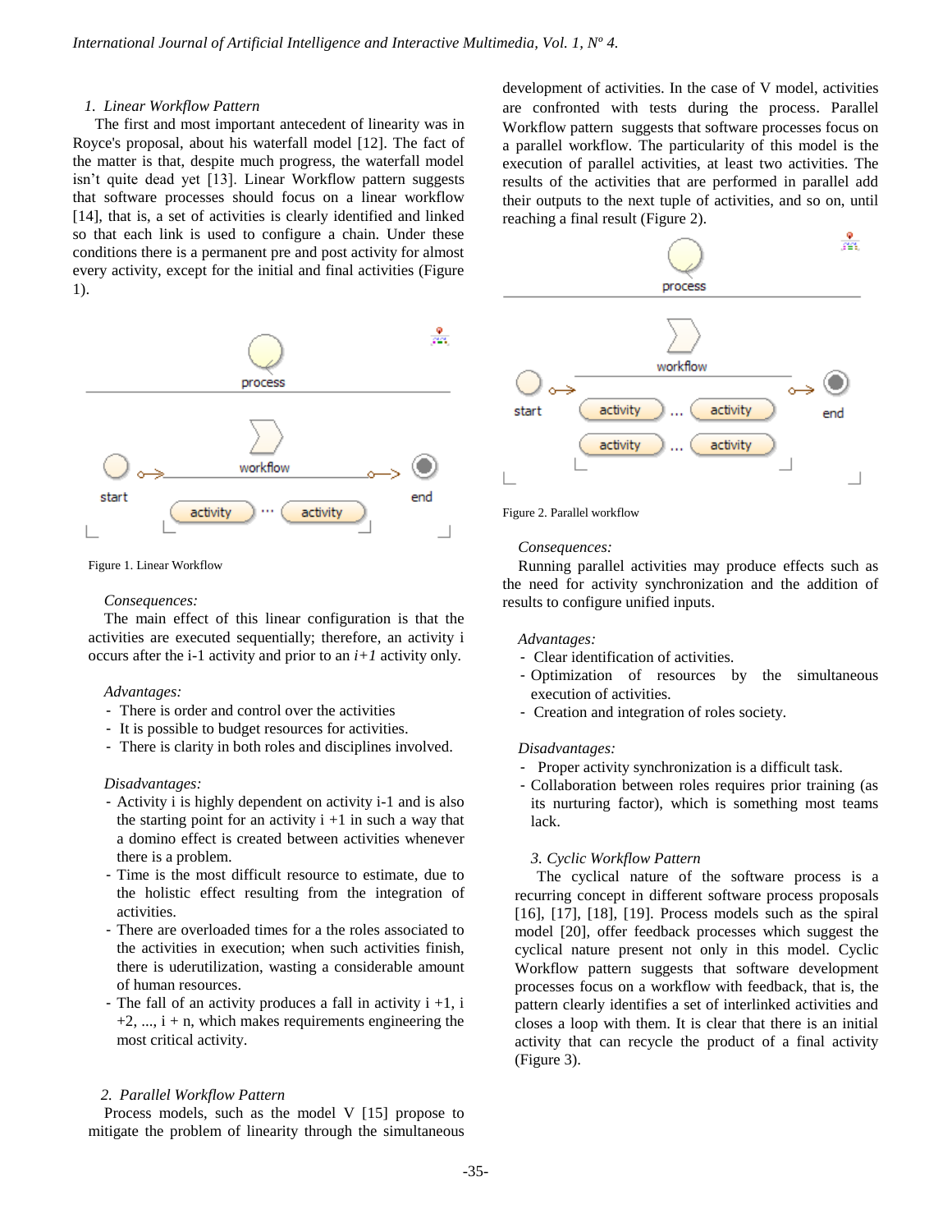### 1. *Linear Workflow Pattern*

The first and most important antecedent of linearity was in Royce's proposal, about his waterfall model [12]. The fact of the matter is that, despite much progress, the waterfall model isn't quite dead yet [13]. Linear Workflow pattern suggests that software processes should focus on a linear workflow [14], that is, a set of activities is clearly identified and linked so that each link is used to configure a chain. Under these conditions there is a permanent pre and post activity for almost every activity, except for the initial and final activities (Figure 1).

Figure 1. Linear Workflow

*Consequences:*

The main effect of this linear configuration is that the activities are executed sequentially; therefore, an activity i occurs after the i-1 activity and prior to an *i+1* activity only.

*Advantages:*

- There is order and control over the activities
- It is possible to budget resources for activities.
- There is clarity in both roles and disciplines involved.

*Disadvantages:*

- Activity i is highly dependent on activity i-1 and is also the starting point for an activity i +1 in such a way that a domino effect is created between activities whenever there is a problem.
- Time is the most difficult resource to estimate, due to the holistic effect resulting from the integration of activities.
- There are overloaded times for a the roles associated to the activities in execution; when such activities finish, there is uderutilization, wasting a considerable amount of human resources.
- The fall of an activity produces a fall in activity i +1, i +2, ..., i + n, which makes requirements engineering the most critical activity.

### 2. *Parallel Workflow Pattern*

Process models, such as the model V [15] propose to mitigate the problem of linearity through the simultaneous development of activities. In the case of V model, activities are confronted with tests during the process. Parallel Workflow pattern suggests that software processes focus on a parallel workflow. The particularity of this model is the execution of parallel activities, at least two activities. The results of the activities that are performed in parallel add their outputs to the next tuple of activities, and so on, until reaching a final result (Figure 2).

Figure 2. Parallel workflow

*Consequences:*

Running parallel activities may produce effects such as the need for activity synchronization and the addition of results to configure unified inputs.

*Advantages:*

- Clear identification of activities.
- Optimization of resources by the simultaneous execution of activities.
- Creation and integration of roles society.

*Disadvantages:*

- Proper activity synchronization is a difficult task.
- Collaboration between roles requires prior training (as its nurturing factor), which is something most teams lack.

### 3. *Cyclic Workflow Pattern*

The cyclical nature of the software process is a recurring concept in different software process proposals [16], [17], [18], [19]. Process models such as the spiral model [20], offer feedback processes which suggest the cyclical nature present not only in this model. Cyclic Workflow pattern suggests that software development processes focus on a workflow with feedback, that is, the pattern clearly identifies a set of interlinked activities and closes a loop with them. It is clear that there is an initial activity that can recycle the product of a final activity (Figure 3).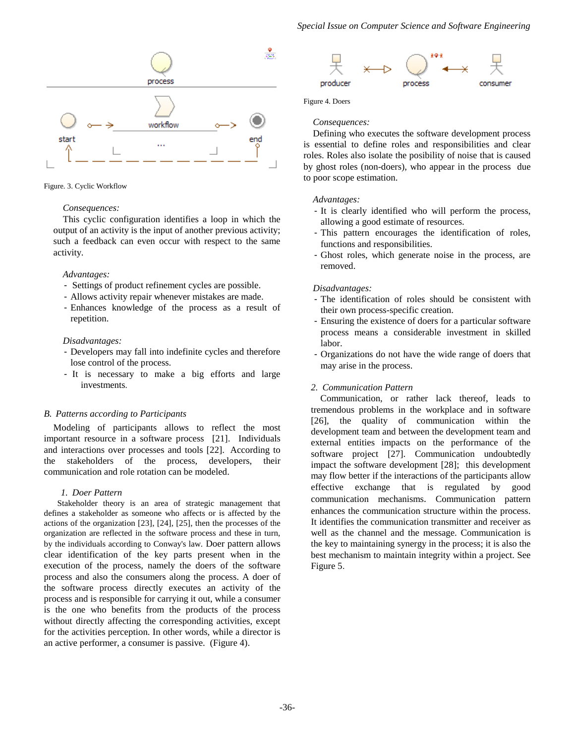Figure. 3. Cyclic Workflow

*Consequences:*

This cyclic configuration identifies a loop in which the output of an activity is the input of another previous activity; such a feedback can even occur with respect to the same activity.

*Advantages:*

- Settings of product refinement cycles are possible.
- Allows activity repair whenever mistakes are made.
- Enhances knowledge of the process as a result of repetition.

*Disadvantages:*

- Developers may fall into indefinite cycles and therefore lose control of the process.
- It is necessary to make a big efforts and large investments.

### *B. Patterns according to Participants*

Modeling of participants allows to reflect the most important resource in a software process [21]. Individuals and interactions over processes and tools [22]. According to the stakeholders of the process, developers, their communication and role rotation can be modeled.

#### *1. Doer Pattern*

Stakeholder theory is an area of strategic management that defines a stakeholder as someone who affects or is affected by the actions of the organization [23], [24], [25], then the processes of the organization are reflected in the software process and these in turn, by the individuals according to Conway's law. Doer pattern allows clear identification of the key parts present when in the execution of the process, namely the doers of the software process and also the consumers along the process. A doer of the software process directly executes an activity of the process and is responsible for carrying it out, while a consumer is the one who benefits from the products of the process without directly affecting the corresponding activities, except for the activities perception. In other words, while a director is an active performer, a consumer is passive. (Figure 4).

Figure 4. Doers

*Consequences:*

Defining who executes the software development process is essential to define roles and responsibilities and clear roles. Roles also isolate the posibility of noise that is caused by ghost roles (non-doers), who appear in the process due to poor scope estimation.

*Advantages:*

- It is clearly identified who will perform the process, allowing a good estimate of resources.
- This pattern encourages the identification of roles, functions and responsibilities.
- Ghost roles, which generate noise in the process, are removed.

*Disadvantages:*

- The identification of roles should be consistent with their own process-specific creation.
- Ensuring the existence of doers for a particular software process means a considerable investment in skilled labor.
- Organizations do not have the wide range of doers that may arise in the process.

#### *2. Communication Pattern*

Communication, or rather lack thereof, leads to tremendous problems in the workplace and in software [26], the quality of communication within the development team and between the development team and external entities impacts on the performance of the software project [27]. Communication undoubtedly impact the software development [28]; this development may flow better if the interactions of the participants allow effective exchange that is regulated by good communication mechanisms. Communication pattern enhances the communication structure within the process. It identifies the communication transmitter and receiver as well as the channel and the message. Communication is the key to maintaining synergy in the process; it is also the best mechanism to maintain integrity within a project. See Figure 5.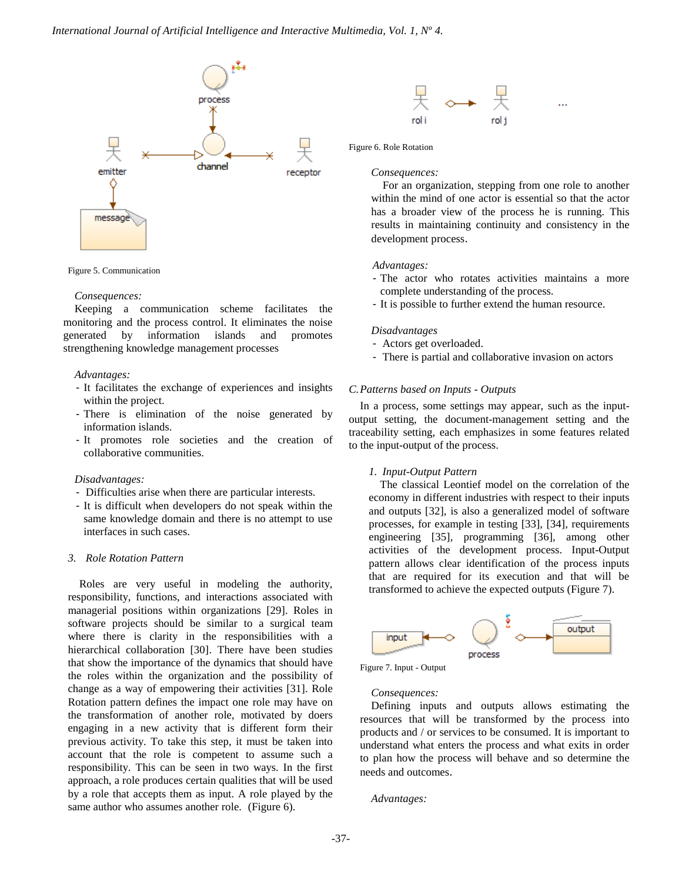Figure 5. Communication

*Consequences:*

Keeping a communication scheme facilitates the monitoring and the process control. It eliminates the noise generated by information islands and promotes strengthening knowledge management processes

*Advantages:*

- It facilitates the exchange of experiences and insights within the project.
- There is elimination of the noise generated by information islands.
- It promotes role societies and the creation of collaborative communities.

*Disadvantages:*

- Difficulties arise when there are particular interests.
- It is difficult when developers do not speak within the same knowledge domain and there is no attempt to use interfaces in such cases.

### 3. *Role Rotation Pattern*

Roles are very useful in modeling the authority, responsibility, functions, and interactions associated with managerial positions within organizations [29]. Roles in software projects should be similar to a surgical team where there is clarity in the responsibilities with a hierarchical collaboration [30]. There have been studies that show the importance of the dynamics that should have the roles within the organization and the possibility of change as a way of empowering their activities [31]. Role Rotation pattern defines the impact one role may have on the transformation of another role, motivated by doers engaging in a new activity that is different form their previous activity. To take this step, it must be taken into account that the role is competent to assume such a responsibility. This can be seen in two ways. In the first approach, a role produces certain qualities that will be used by a role that accepts them as input. A role played by the same author who assumes another role. (Figure 6).

Figure 6. Role Rotation

*Consequences:*

For an organization, stepping from one role to another within the mind of one actor is essential so that the actor has a broader view of the process he is running. This results in maintaining continuity and consistency in the development process.

*Advantages:*

- The actor who rotates activities maintains a more complete understanding of the process.
- It is possible to further extend the human resource.

*Disadvantages*

- Actors get overloaded.
- There is partial and collaborative invasion on actors

## C. *Patterns based on Inputs - Outputs*

In a process, some settings may appear, such as the input-output setting, the document-management setting and the traceability setting, each emphasizes in some features related to the input-output of the process.

### 1. *Input-Output Pattern*

The classical Leontief model on the correlation of the economy in different industries with respect to their inputs and outputs [32], is also a generalized model of software processes, for example in testing [33], [34], requirements engineering [35], programming [36], among other activities of the development process. Input-Output pattern allows clear identification of the process inputs that are required for its execution and that will be transformed to achieve the expected outputs (Figure 7).

Figure 7. Input - Output

*Consequences:*

Defining inputs and outputs allows estimating the resources that will be transformed by the process into products and / or services to be consumed. It is important to understand what enters the process and what exits in order to plan how the process will behave and so determine the needs and outcomes.

*Advantages:*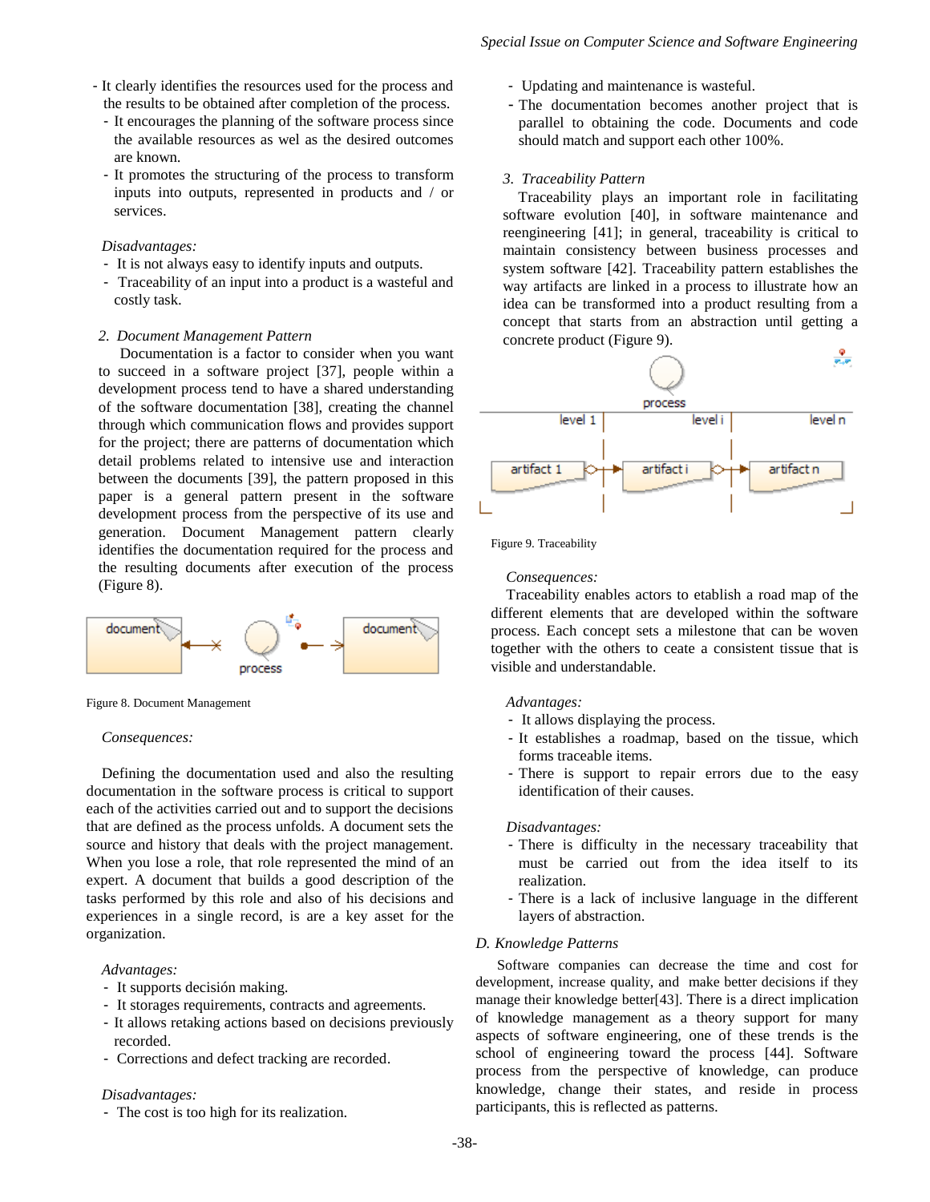- It clearly identifies the resources used for the process and the results to be obtained after completion of the process.
- It encourages the planning of the software process since the available resources as wel as the desired outcomes are known.
- It promotes the structuring of the process to transform inputs into outputs, represented in products and / or services.

*Disadvantages:*

- It is not always easy to identify inputs and outputs.
- Traceability of an input into a product is a wasteful and costly task.

*2. Document Management Pattern*

Documentation is a factor to consider when you want to succeed in a software project [37], people within a development process tend to have a shared understanding of the software documentation [38], creating the channel through which communication flows and provides support for the project; there are patterns of documentation which detail problems related to intensive use and interaction between the documents [39], the pattern proposed in this paper is a general pattern present in the software development process from the perspective of its use and generation. Document Management pattern clearly identifies the documentation required for the process and the resulting documents after execution of the process (Figure 8).

Figure 8. Document Management

*Consequences:*

Defining the documentation used and also the resulting documentation in the software process is critical to support each of the activities carried out and to support the decisions that are defined as the process unfolds. A document sets the source and history that deals with the project management. When you lose a role, that role represented the mind of an expert. A document that builds a good description of the tasks performed by this role and also of his decisions and experiences in a single record, is are a key asset for the organization.

*Advantages:*

- It supports decisión making.
- It storages requirements, contracts and agreements.
- It allows retaking actions based on decisions previously recorded.
- Corrections and defect tracking are recorded.

*Disadvantages:*

- The cost is too high for its realization.
- Updating and maintenance is wasteful.
- The documentation becomes another project that is parallel to obtaining the code. Documents and code should match and support each other 100%.

*3. Traceability Pattern*

Traceability plays an important role in facilitating software evolution [40], in software maintenance and reengineering [41]; in general, traceability is critical to maintain consistency between business processes and system software [42]. Traceability pattern establishes the way artifacts are linked in a process to illustrate how an idea can be transformed into a product resulting from a concept that starts from an abstraction until getting a concrete product (Figure 9).

Figure 9. Traceability

*Consequences:*

Traceability enables actors to establish a road map of the different elements that are developed within the software process. Each concept sets a milestone that can be woven together with the others to ceate a consistent tissue that is visible and understandable.

*Advantages:*

- It allows displaying the process.
- It establishes a roadmap, based on the tissue, which forms traceable items.
- There is support to repair errors due to the easy identification of their causes.

*Disadvantages:*

- There is difficulty in the necessary traceability that must be carried out from the idea itself to its realization.
- There is a lack of inclusive language in the different layers of abstraction.

*D. Knowledge Patterns*

Software companies can decrease the time and cost for development, increase quality, and make better decisions if they manage their knowledge better[43]. There is a direct implication of knowledge management as a theory support for many aspects of software engineering, one of these trends is the school of engineering toward the process [44]. Software process from the perspective of knowledge, can produce knowledge, change their states, and reside in process participants, this is reflected as patterns.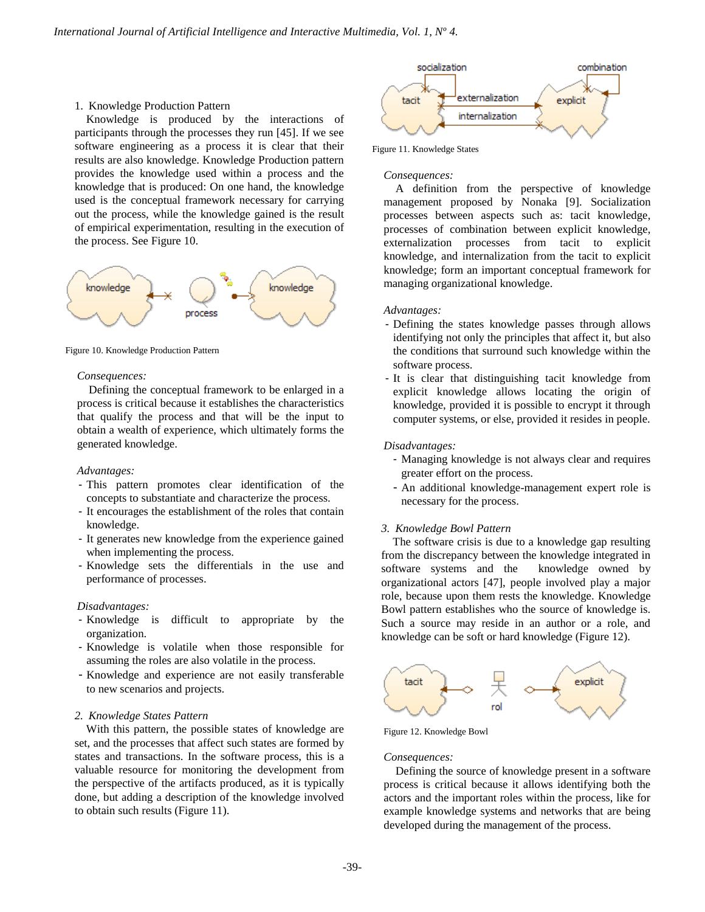1. Knowledge Production Pattern

Knowledge is produced by the interactions of participants through the processes they run [45]. If we see software engineering as a process it is clear that their results are also knowledge. Knowledge Production pattern provides the knowledge used within a process and the knowledge that is produced: On one hand, the knowledge used is the conceptual framework necessary for carrying out the process, while the knowledge gained is the result of empirical experimentation, resulting in the execution of the process. See Figure 10.

Figure 10. Knowledge Production Pattern

*Consequences:*

Defining the conceptual framework to be enlarged in a process is critical because it establishes the characteristics that qualify the process and that will be the input to obtain a wealth of experience, which ultimately forms the generated knowledge.

*Advantages:*

- This pattern promotes clear identification of the concepts to substantiate and characterize the process.
- It encourages the establishment of the roles that contain knowledge.
- It generates new knowledge from the experience gained when implementing the process.
- Knowledge sets the differentials in the use and performance of processes.

*Disadvantages:*

- Knowledge is difficult to appropriate by the organization.
- Knowledge is volatile when those responsible for assuming the roles are also volatile in the process.
- Knowledge and experience are not easily transferable to new scenarios and projects.

*2. Knowledge States Pattern*

With this pattern, the possible states of knowledge are set, and the processes that affect such states are formed by states and transactions. In the software process, this is a valuable resource for monitoring the development from the perspective of the artifacts produced, as it is typically done, but adding a description of the knowledge involved to obtain such results (Figure 11).

Figure 11. Knowledge States

*Consequences:*

A definition from the perspective of knowledge management proposed by Nonaka [9]. Socialization processes between aspects such as: tacit knowledge, processes of combination between explicit knowledge, externalization processes from tacit to explicit knowledge, and internalization from the tacit to explicit knowledge; form an important conceptual framework for managing organizational knowledge.

*Advantages:*

- Defining the states knowledge passes through allows identifying not only the principles that affect it, but also the conditions that surround such knowledge within the software process.
- It is clear that distinguishing tacit knowledge from explicit knowledge allows locating the origin of knowledge, provided it is possible to encrypt it through computer systems, or else, provided it resides in people.

*Disadvantages:*

- Managing knowledge is not always clear and requires greater effort on the process.
- An additional knowledge-management expert role is necessary for the process.

*3. Knowledge Bowl Pattern*

The software crisis is due to a knowledge gap resulting from the discrepancy between the knowledge integrated in software systems and the knowledge owned by organizational actors [47], people involved play a major role, because upon them rests the knowledge. Knowledge Bowl pattern establishes who the source of knowledge is. Such a source may reside in an author or a role, and knowledge can be soft or hard knowledge (Figure 12).

Figure 12. Knowledge Bowl

*Consequences:*

Defining the source of knowledge present in a software process is critical because it allows identifying both the actors and the important roles within the process, like for example knowledge systems and networks that are being developed during the management of the process.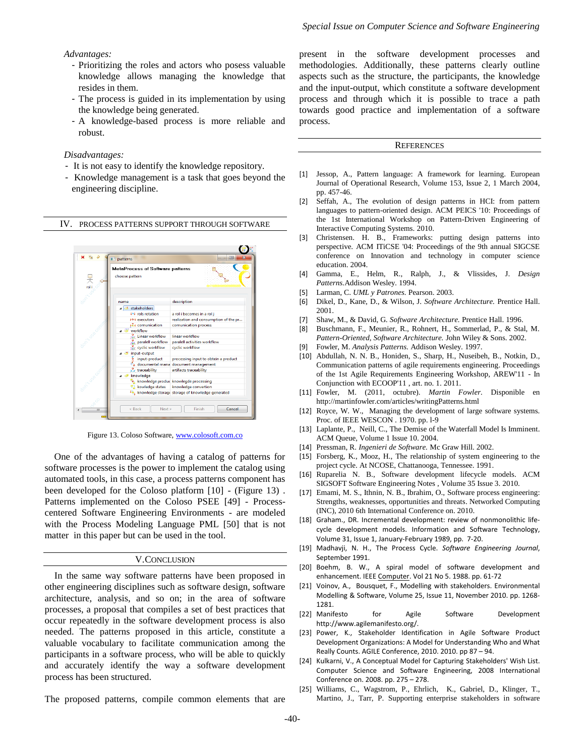*Advantages:*

- Prioritizing the roles and actors who posess valuable knowledge allows managing the knowledge that resides in them.
- The process is guided in its implementation by using the knowledge being generated.
- A knowledge-based process is more reliable and robust.

*Disadvantages:*

- It is not easy to identify the knowledge repository.
- Knowledge management is a task that goes beyond the engineering discipline.

## IV. Process Patterns Support Through Software

Figure 13. Coloso Software, www.colosoft.com.co

One of the advantages of having a catalog of patterns for software processes is the power to implement the catalog using automated tools, in this case, a process patterns component has been developed for the Coloso platform [10] - (Figure 13) . Patterns implemented on the Coloso PSEE [49] - Process-centered Software Engineering Environments - are modeled with the Process Modeling Language PML [50] that is not matter in this paper but can be used in the tool.

## V. Conclusion

In the same way software patterns have been proposed in other engineering disciplines such as software design, software architecture, analysis, and so on; in the area of software processes, a proposal that compiles a set of best practices that occur repeatedly in the software development process is also needed. The patterns proposed in this article, constitute a valuable vocabulary to facilitate communication among the participants in a software process, who will be able to quickly and accurately identify the way a software development process has been structured.

The proposed patterns, compile common elements that are present in the software development processes and methodologies. Additionally, these patterns clearly outline aspects such as the structure, the participants, the knowledge and the input-output, which constitute a software development process and through which it is possible to trace a path towards good practice and implementation of a software process.

## References

[1] Jessop, A., Pattern language: A framework for learning. European Journal of Operational Research, Volume 153, Issue 2, 1 March 2004, pp. 457-46.

[2] Seffah, A., The evolution of design patterns in HCI: from pattern languages to pattern-oriented design. ACM PEICS '10: Proceedings of the 1st International Workshop on Pattern-Driven Engineering of Interactive Computing Systems. 2010.

[3] Christensen. H. B., Frameworks: putting design patterns into perspective. ACM ITiCSE '04: Proceedings of the 9th annual SIGCSE conference on Innovation and technology in computer science education. 2004.

[4] Gamma, E., Helm, R., Ralph, J., & Vlissides, J. *Design Patterns.*Addison Wesley. 1994.

[5] Larman, C. *UML y Patrones.* Pearson. 2003.

[6] Dikel, D., Kane, D., & Wilson, J. *Software Architecture.* Prentice Hall. 2001.

[7] Shaw, M., & David, G. *Software Architecture.* Prentice Hall. 1996.

[8] Buschmann, F., Meunier, R., Rohnert, H., Sommerlad, P., & Stal, M. *Pattern-Oriented, Software Architecture.* John Wiley & Sons. 2002.

[9] Fowler, M. *Analysis Patterns.* Addison Wesley. 1997.

[10] Abdullah, N. N. B., Honiden, S., Sharp, H., Nuseibeh, B., Notkin, D., Communication patterns of agile requirements engineering. Proceedings of the 1st Agile Requirements Engineering Workshop, AREW'11 - In Conjunction with ECOOP'11 , art. no. 1. 2011.

[11] Fowler, M. (2011, octubre). *Martin Fowler.* Disponible en http://martinfowler.com/articles/writingPatterns.html

[12] Royce, W. W., Managing the development of large software systems. Proc. of IEEE WESCON . 1970. pp. l-9

[13] Laplante, P., Neill, C., The Demise of the Waterfall Model Is Imminent. ACM Queue, Volume 1 Issue 10. 2004.

[14] Pressman, R. *Ingenieri de Software.* Mc Graw Hill. 2002.

[15] Forsberg, K., Mooz, H., The relationship of system engineering to the project cycle. At NCOSE, Chattanooga, Tennessee. 1991.

[16] Ruparelia N. B., Software development lifecycle models. ACM SIGSOFT Software Engineering Notes , Volume 35 Issue 3. 2010.

[17] Emami, M. S., Ithnin, N. B., Ibrahim, O., Software process engineering: Strengths, weaknesses, opportunities and threats. Networked Computing (INC), 2010 6th International Conference on. 2010.

[18] Graham., DR. Incremental development: review of nonmonolithic life-cycle development models. Information and Software Technology, Volume 31, Issue 1, January-February 1989, pp. 7-20.

[19] Madhavji, N. H., The Process Cycle. *Software Engineering Journal*, September 1991.

[20] Boehm, B. W., A spiral model of software development and enhancement. IEEE Computer. Vol 21 No 5. 1988. pp. 61-72

[21] Voinov, A., Bousquet, F., Modelling with stakeholders. Environmental Modelling & Software, Volume 25, Issue 11, November 2010. pp. 1268-1281.

[22] Manifesto for Agile Software Development http://www.agilemanifesto.org/.

[23] Power, K., Stakeholder Identification in Agile Software Product Development Organizations: A Model for Understanding Who and What Really Counts. AGILE Conference, 2010. 2010. pp 87 – 94.

[24] Kulkarni, V., A Conceptual Model for Capturing Stakeholders' Wish List. Computer Science and Software Engineering, 2008 International Conference on. 2008. pp. 275 – 278.

[25] Williams, C., Wagstrom, P., Ehrlich, K., Gabriel, D., Klinger, T., Martino, J., Tarr, P. Supporting enterprise stakeholders in software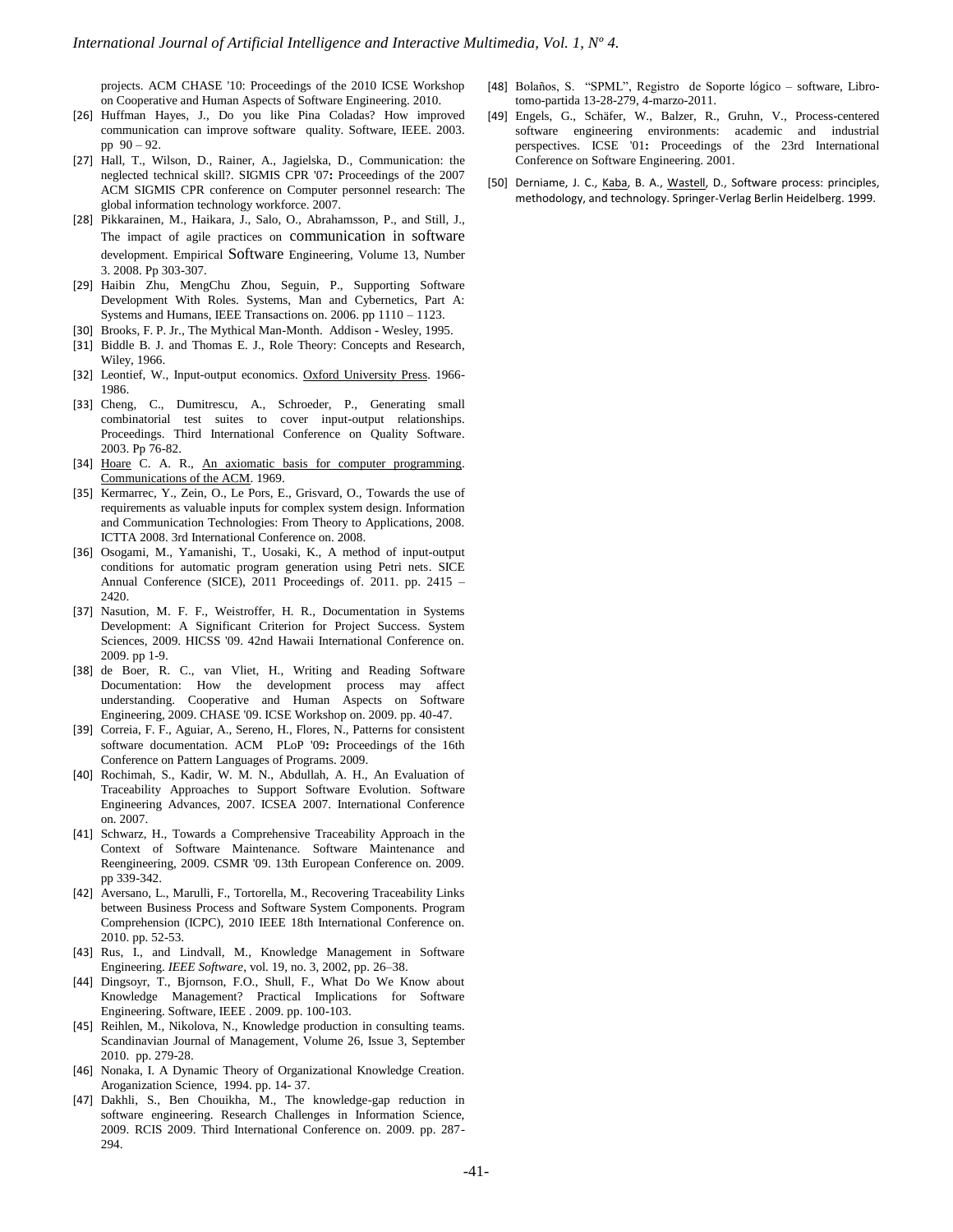projects. ACM CHASE '10: Proceedings of the 2010 ICSE Workshop on Cooperative and Human Aspects of Software Engineering. 2010.

[26] Huffman Hayes, J., Do you like Pina Coladas? How improved communication can improve software quality. Software, IEEE. 2003. pp 90 – 92.

[27] Hall, T., Wilson, D., Rainer, A., Jagielska, D., Communication: the neglected technical skill?. SIGMIS CPR '07**:** Proceedings of the 2007 ACM SIGMIS CPR conference on Computer personnel research: The global information technology workforce. 2007.

[28] Pikkarainen, M., Haikara, J., Salo, O., Abrahamsson, P., and Still, J., The impact of agile practices on communication in software development. Empirical Software Engineering, Volume 13, Number 3. 2008. Pp 303-307.

[29] Haibin Zhu, MengChu Zhou, Seguin, P., Supporting Software Development With Roles. Systems, Man and Cybernetics, Part A: Systems and Humans, IEEE Transactions on. 2006. pp 1110 – 1123.

[30] Brooks, F. P. Jr., The Mythical Man-Month. Addison - Wesley, 1995.

[31] Biddle B. J. and Thomas E. J., Role Theory: Concepts and Research, Wiley, 1966.

[32] Leontief, W., Input-output economics. Oxford University Press. 1966-1986.

[33] Cheng, C., Dumitrescu, A., Schroeder, P., Generating small combinatorial test suites to cover input-output relationships. Proceedings. Third International Conference on Quality Software. 2003. Pp 76-82.

[34] Hoare C. A. R., An axiomatic basis for computer programming. Communications of the ACM. 1969.

[35] Kermarrec, Y., Zein, O., Le Pors, E., Grisvard, O., Towards the use of requirements as valuable inputs for complex system design. Information and Communication Technologies: From Theory to Applications, 2008. ICTTA 2008. 3rd International Conference on. 2008.

[36] Osogami, M., Yamanishi, T., Uosaki, K., A method of input-output conditions for automatic program generation using Petri nets. SICE Annual Conference (SICE), 2011 Proceedings of. 2011. pp. 2415 – 2420.

[37] Nasution, M. F. F., Weistroffer, H. R., Documentation in Systems Development: A Significant Criterion for Project Success. System Sciences, 2009. HICSS '09. 42nd Hawaii International Conference on. 2009. pp 1-9.

[38] de Boer, R. C., van Vliet, H., Writing and Reading Software Documentation: How the development process may affect understanding. Cooperative and Human Aspects on Software Engineering, 2009. CHASE '09. ICSE Workshop on. 2009. pp. 40-47.

[39] Correia, F. F., Aguiar, A., Sereno, H., Flores, N., Patterns for consistent software documentation. ACM PLoP '09**:** Proceedings of the 16th Conference on Pattern Languages of Programs. 2009.

[40] Rochimah, S., Kadir, W. M. N., Abdullah, A. H., An Evaluation of Traceability Approaches to Support Software Evolution. Software Engineering Advances, 2007. ICSEA 2007. International Conference on. 2007.

[41] Schwarz, H., Towards a Comprehensive Traceability Approach in the Context of Software Maintenance. Software Maintenance and Reengineering, 2009. CSMR '09. 13th European Conference on. 2009. pp 339-342.

[42] Aversano, L., Marulli, F., Tortorella, M., Recovering Traceability Links between Business Process and Software System Components. Program Comprehension (ICPC), 2010 IEEE 18th International Conference on. 2010. pp. 52-53.

[43] Rus, I., and Lindvall, M., Knowledge Management in Software Engineering. *IEEE Software*, vol. 19, no. 3, 2002, pp. 26–38.

[44] Dingsoyr, T., Bjornson, F.O., Shull, F., What Do We Know about Knowledge Management? Practical Implications for Software Engineering. Software, IEEE . 2009. pp. 100-103.

[45] Reihlen, M., Nikolova, N., Knowledge production in consulting teams. Scandinavian Journal of Management, Volume 26, Issue 3, September 2010. pp. 279-28.

[46] Nonaka, I. A Dynamic Theory of Organizational Knowledge Creation. Aroganization Science, 1994. pp. 14- 37.

[47] Dakhli, S., Ben Chouikha, M., The knowledge-gap reduction in software engineering. Research Challenges in Information Science, 2009. RCIS 2009. Third International Conference on. 2009. pp. 287-294.

[48] Bolaños, S. "SPML", Registro de Soporte lógico – software, Libro-tomo-partida 13-28-279, 4-marzo-2011.

[49] Engels, G., Schäfer, W., Balzer, R., Gruhn, V., Process-centered software engineering environments: academic and industrial perspectives. ICSE '01**:** Proceedings of the 23rd International Conference on Software Engineering. 2001.

[50] Derniame, J. C., Kaba, B. A., Wastell, D., Software process: principles, methodology, and technology. Springer-Verlag Berlin Heidelberg. 1999.